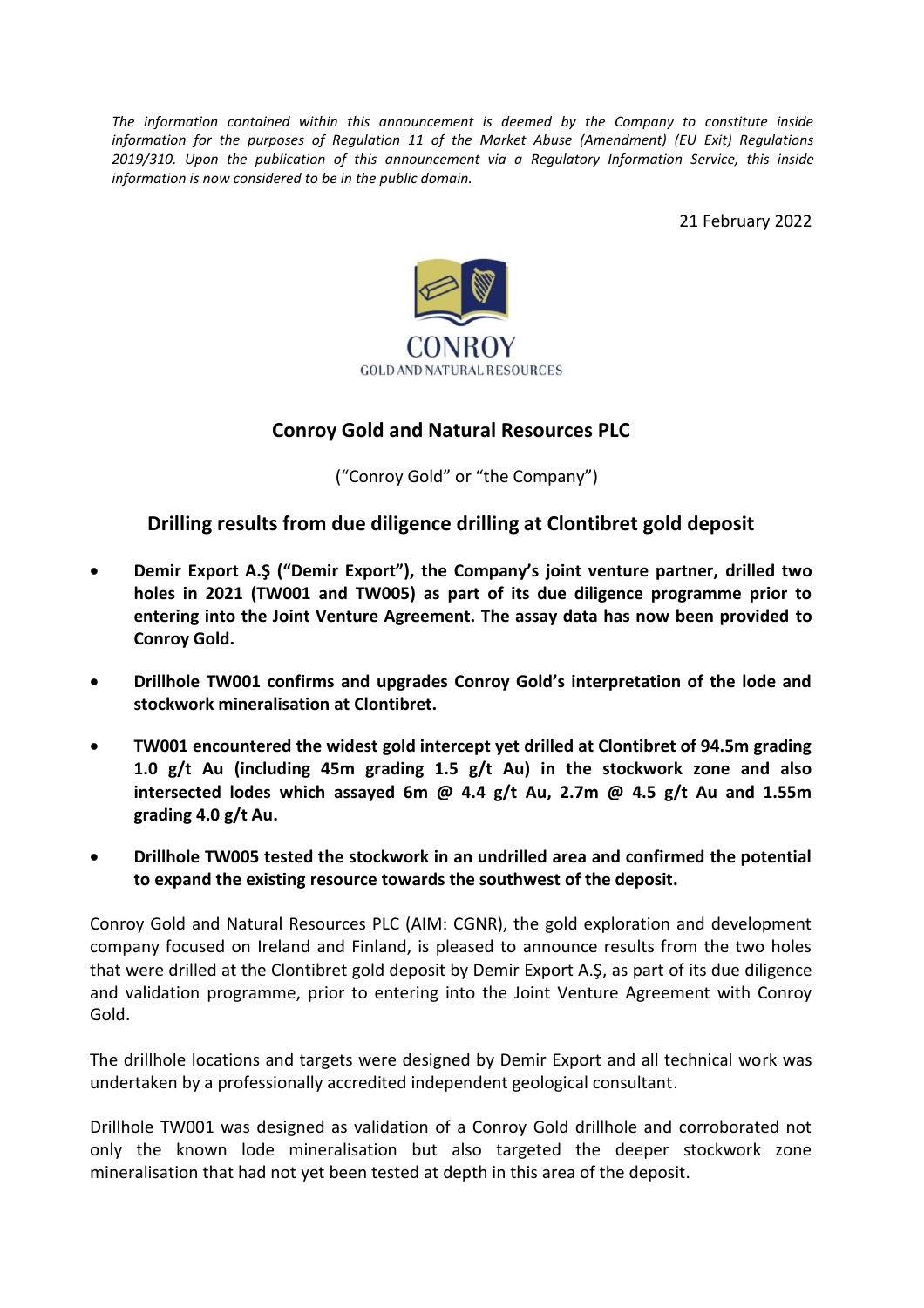*The information contained within this announcement is deemed by the Company to constitute inside information for the purposes of Regulation 11 of the Market Abuse (Amendment) (EU Exit) Regulations 2019/310. Upon the publication of this announcement via a Regulatory Information Service, this inside information is now considered to be in the public domain.*

21 February 2022

CONROY
GOLD AND NATURAL RESOURCES

## Conroy Gold and Natural Resources PLC

("Conroy Gold" or "the Company")

### Drilling results from due diligence drilling at Clontibret gold deposit

- **Demir Export A.Ş ("Demir Export"), the Company's joint venture partner, drilled two holes in 2021 (TW001 and TW005) as part of its due diligence programme prior to entering into the Joint Venture Agreement. The assay data has now been provided to Conroy Gold.**
- **Drillhole TW001 confirms and upgrades Conroy Gold's interpretation of the lode and stockwork mineralisation at Clontibret.**
- **TW001 encountered the widest gold intercept yet drilled at Clontibret of 94.5m grading 1.0 g/t Au (including 45m grading 1.5 g/t Au) in the stockwork zone and also intersected lodes which assayed 6m @ 4.4 g/t Au, 2.7m @ 4.5 g/t Au and 1.55m grading 4.0 g/t Au.**
- **Drillhole TW005 tested the stockwork in an undrilled area and confirmed the potential to expand the existing resource towards the southwest of the deposit.**

Conroy Gold and Natural Resources PLC (AIM: CGNR), the gold exploration and development company focused on Ireland and Finland, is pleased to announce results from the two holes that were drilled at the Clontibret gold deposit by Demir Export A.Ş, as part of its due diligence and validation programme, prior to entering into the Joint Venture Agreement with Conroy Gold.

The drillhole locations and targets were designed by Demir Export and all technical work was undertaken by a professionally accredited independent geological consultant.

Drillhole TW001 was designed as validation of a Conroy Gold drillhole and corroborated not only the known lode mineralisation but also targeted the deeper stockwork zone mineralisation that had not yet been tested at depth in this area of the deposit.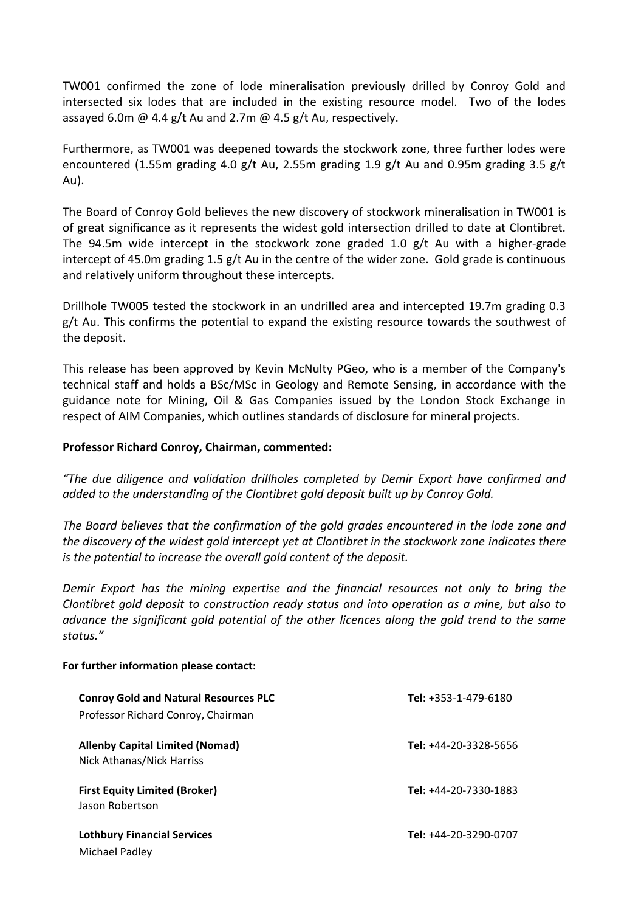TW001 confirmed the zone of lode mineralisation previously drilled by Conroy Gold and intersected six lodes that are included in the existing resource model. Two of the lodes assayed 6.0m @ 4.4 g/t Au and 2.7m @ 4.5 g/t Au, respectively.

Furthermore, as TW001 was deepened towards the stockwork zone, three further lodes were encountered (1.55m grading 4.0 g/t Au, 2.55m grading 1.9 g/t Au and 0.95m grading 3.5 g/t Au).

The Board of Conroy Gold believes the new discovery of stockwork mineralisation in TW001 is of great significance as it represents the widest gold intersection drilled to date at Clontibret. The 94.5m wide intercept in the stockwork zone graded 1.0 g/t Au with a higher-grade intercept of 45.0m grading 1.5 g/t Au in the centre of the wider zone. Gold grade is continuous and relatively uniform throughout these intercepts.

Drillhole TW005 tested the stockwork in an undrilled area and intercepted 19.7m grading 0.3 g/t Au. This confirms the potential to expand the existing resource towards the southwest of the deposit.

This release has been approved by Kevin McNulty PGeo, who is a member of the Company's technical staff and holds a BSc/MSc in Geology and Remote Sensing, in accordance with the guidance note for Mining, Oil & Gas Companies issued by the London Stock Exchange in respect of AIM Companies, which outlines standards of disclosure for mineral projects.

**Professor Richard Conroy, Chairman, commented:**

*"The due diligence and validation drillholes completed by Demir Export have confirmed and added to the understanding of the Clontibret gold deposit built up by Conroy Gold.*

*The Board believes that the confirmation of the gold grades encountered in the lode zone and the discovery of the widest gold intercept yet at Clontibret in the stockwork zone indicates there is the potential to increase the overall gold content of the deposit.*

*Demir Export has the mining expertise and the financial resources not only to bring the Clontibret gold deposit to construction ready status and into operation as a mine, but also to advance the significant gold potential of the other licences along the gold trend to the same status."*

**For further information please contact:**

| | |
|---|---|
| **Conroy Gold and Natural Resources PLC**<br>Professor Richard Conroy, Chairman | **Tel:** +353-1-479-6180 |
| **Allenby Capital Limited (Nomad)**<br>Nick Athanas/Nick Harriss | **Tel:** +44-20-3328-5656 |
| **First Equity Limited (Broker)**<br>Jason Robertson | **Tel:** +44-20-7330-1883 |
| **Lothbury Financial Services**<br>Michael Padley | **Tel:** +44-20-3290-0707 |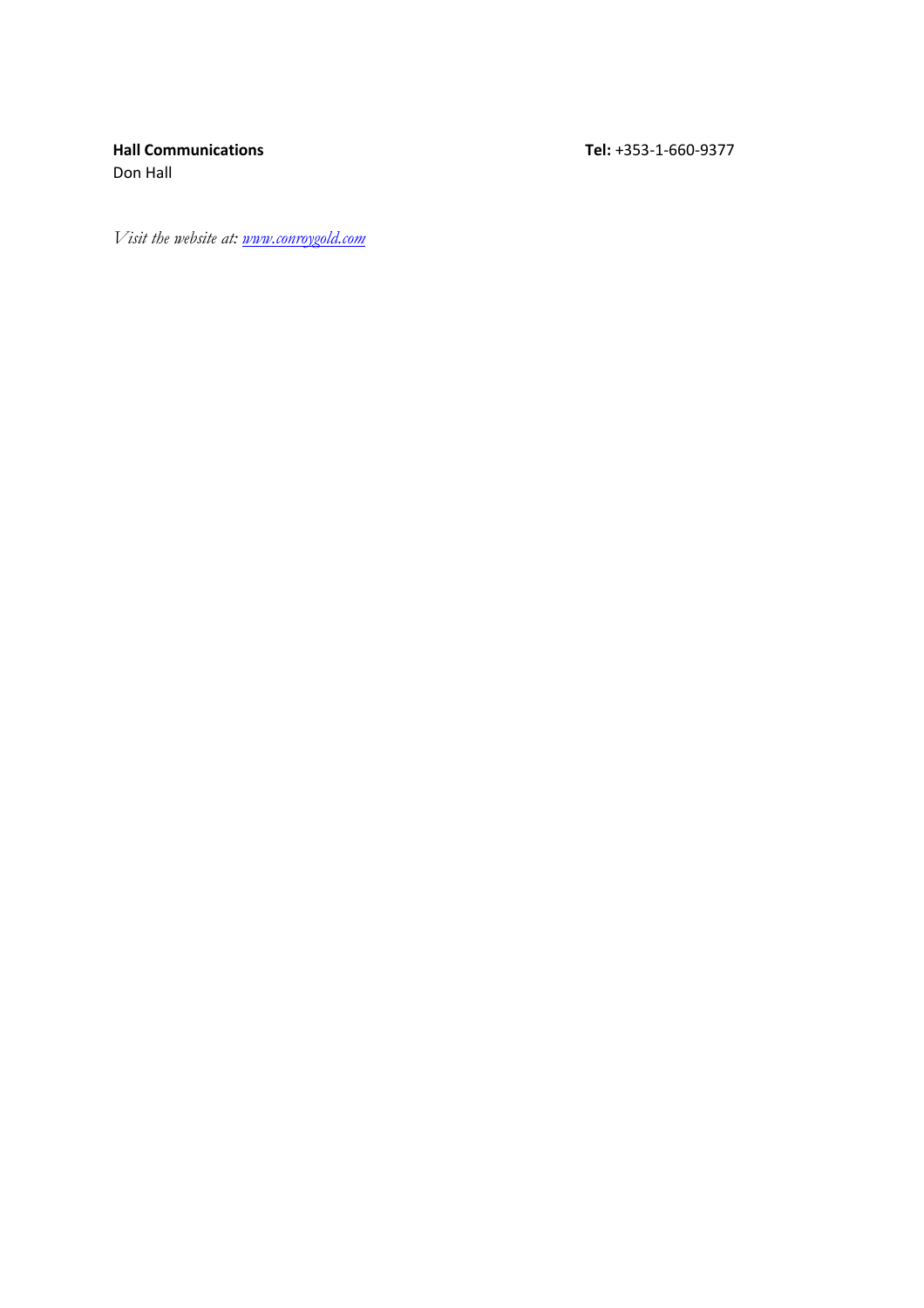**Hall Communications** **Tel:** +353-1-660-9377
Don Hall

*Visit the website at: [www.conroygold.com](http://www.conroygold.com)*